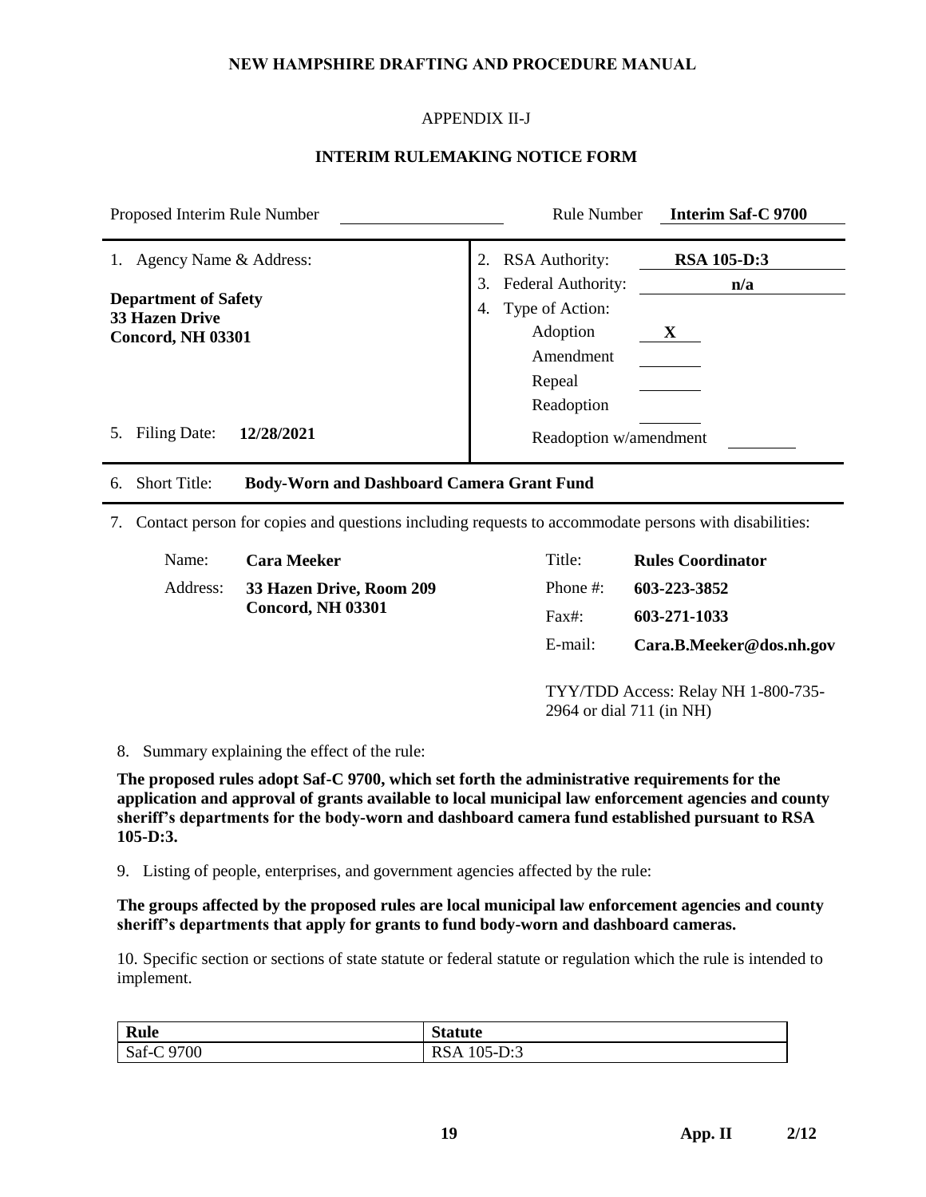**NEW HAMPSHIRE DRAFTING AND PROCEDURE MANUAL**

APPENDIX II-J

**INTERIM RULEMAKING NOTICE FORM**

Proposed Interim Rule Number ____________ Rule Number **Interim Saf-C 9700**

1. Agency Name & Address:

**Department of Safety**
**33 Hazen Drive**
**Concord, NH 03301**

2. RSA Authority: **RSA 105-D:3**
3. Federal Authority: **n/a**
4. Type of Action:
   - Adoption **X**
   - Amendment
   - Repeal
   - Readoption
   - Readoption w/amendment

5. Filing Date: **12/28/2021**

6. Short Title: **Body-Worn and Dashboard Camera Grant Fund**

7. Contact person for copies and questions including requests to accommodate persons with disabilities:

Name: **Cara Meeker**
Address: **33 Hazen Drive, Room 209**
**Concord, NH 03301**

Title: **Rules Coordinator**
Phone #: **603-223-3852**
Fax#: **603-271-1033**
E-mail: **Cara.B.Meeker@dos.nh.gov**

TYY/TDD Access: Relay NH 1-800-735-2964 or dial 711 (in NH)

8. Summary explaining the effect of the rule:

**The proposed rules adopt Saf-C 9700, which set forth the administrative requirements for the application and approval of grants available to local municipal law enforcement agencies and county sheriff's departments for the body-worn and dashboard camera fund established pursuant to RSA 105-D:3.**

9. Listing of people, enterprises, and government agencies affected by the rule:

**The groups affected by the proposed rules are local municipal law enforcement agencies and county sheriff's departments that apply for grants to fund body-worn and dashboard cameras.**

10. Specific section or sections of state statute or federal statute or regulation which the rule is intended to implement.

| Rule | Statute |
|---|---|
| Saf-C 9700 | RSA 105-D:3 |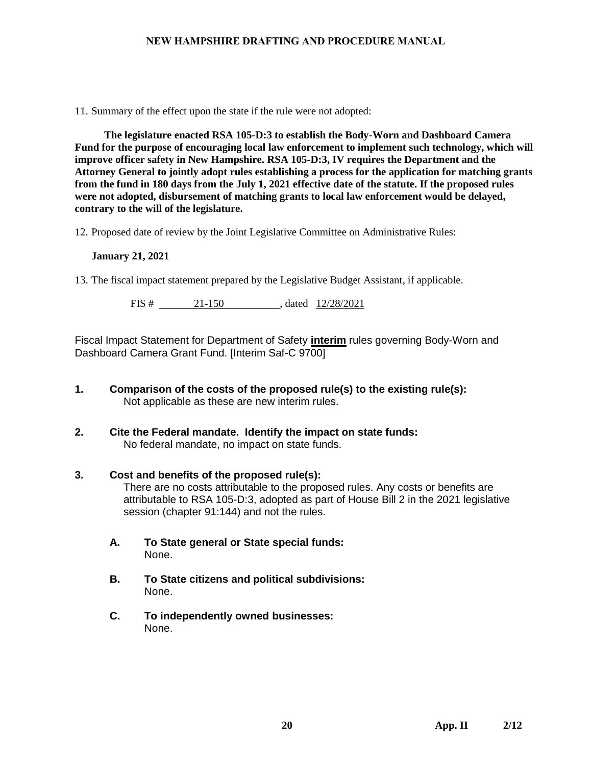11. Summary of the effect upon the state if the rule were not adopted:

**The legislature enacted RSA 105-D:3 to establish the Body-Worn and Dashboard Camera Fund for the purpose of encouraging local law enforcement to implement such technology, which will improve officer safety in New Hampshire. RSA 105-D:3, IV requires the Department and the Attorney General to jointly adopt rules establishing a process for the application for matching grants from the fund in 180 days from the July 1, 2021 effective date of the statute. If the proposed rules were not adopted, disbursement of matching grants to local law enforcement would be delayed, contrary to the will of the legislature.**

12. Proposed date of review by the Joint Legislative Committee on Administrative Rules:

**January 21, 2021**

13. The fiscal impact statement prepared by the Legislative Budget Assistant, if applicable.

FIS # 21-150, dated 12/28/2021

Fiscal Impact Statement for Department of Safety **interim** rules governing Body-Worn and Dashboard Camera Grant Fund. [Interim Saf-C 9700]

**1. Comparison of the costs of the proposed rule(s) to the existing rule(s):**
Not applicable as these are new interim rules.

**2. Cite the Federal mandate. Identify the impact on state funds:**
No federal mandate, no impact on state funds.

**3. Cost and benefits of the proposed rule(s):**
There are no costs attributable to the proposed rules. Any costs or benefits are attributable to RSA 105-D:3, adopted as part of House Bill 2 in the 2021 legislative session (chapter 91:144) and not the rules.

**A. To State general or State special funds:**
None.

**B. To State citizens and political subdivisions:**
None.

**C. To independently owned businesses:**
None.